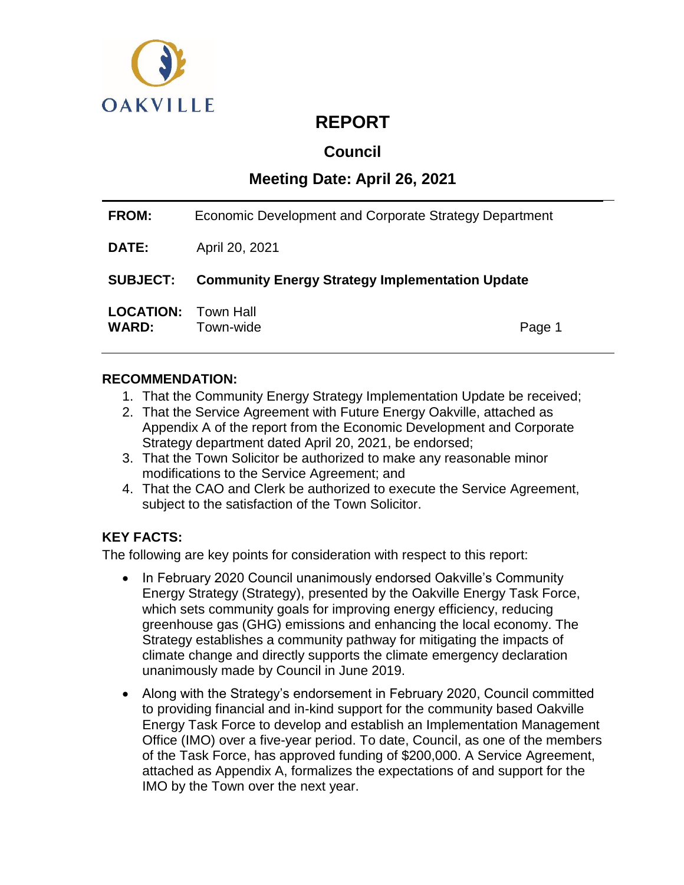OAKVILLE

# REPORT

## Council

## Meeting Date: April 26, 2021

| | |
|---|---|
| **FROM:** | Economic Development and Corporate Strategy Department |
| **DATE:** | April 20, 2021 |
| **SUBJECT:** | **Community Energy Strategy Implementation Update** |
| **LOCATION:** | Town Hall |
| **WARD:** | Town-wide |

### RECOMMENDATION:

1. That the Community Energy Strategy Implementation Update be received;
2. That the Service Agreement with Future Energy Oakville, attached as Appendix A of the report from the Economic Development and Corporate Strategy department dated April 20, 2021, be endorsed;
3. That the Town Solicitor be authorized to make any reasonable minor modifications to the Service Agreement; and
4. That the CAO and Clerk be authorized to execute the Service Agreement, subject to the satisfaction of the Town Solicitor.

### KEY FACTS:

The following are key points for consideration with respect to this report:

- In February 2020 Council unanimously endorsed Oakville's Community Energy Strategy (Strategy), presented by the Oakville Energy Task Force, which sets community goals for improving energy efficiency, reducing greenhouse gas (GHG) emissions and enhancing the local economy. The Strategy establishes a community pathway for mitigating the impacts of climate change and directly supports the climate emergency declaration unanimously made by Council in June 2019.
- Along with the Strategy's endorsement in February 2020, Council committed to providing financial and in-kind support for the community based Oakville Energy Task Force to develop and establish an Implementation Management Office (IMO) over a five-year period. To date, Council, as one of the members of the Task Force, has approved funding of $200,000. A Service Agreement, attached as Appendix A, formalizes the expectations of and support for the IMO by the Town over the next year.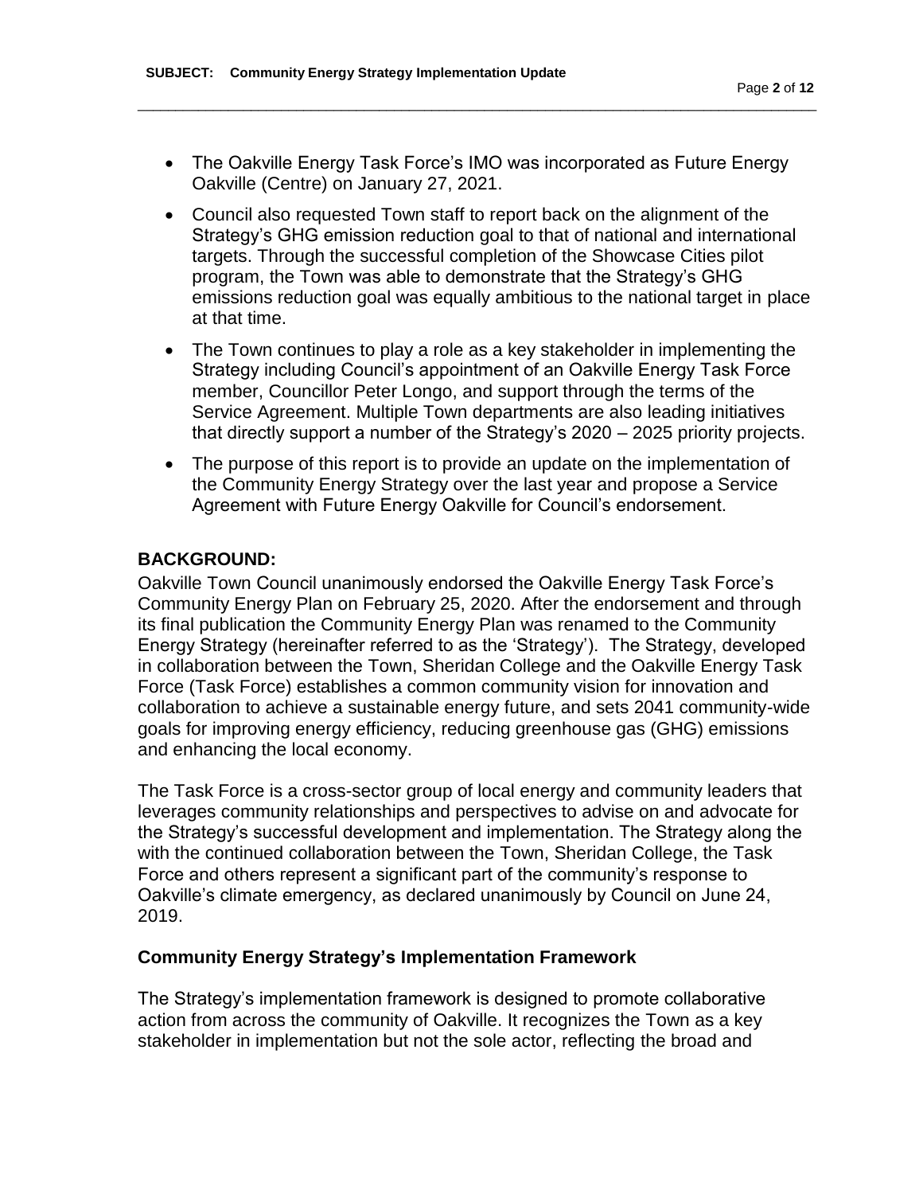- The Oakville Energy Task Force's IMO was incorporated as Future Energy Oakville (Centre) on January 27, 2021.
- Council also requested Town staff to report back on the alignment of the Strategy's GHG emission reduction goal to that of national and international targets. Through the successful completion of the Showcase Cities pilot program, the Town was able to demonstrate that the Strategy's GHG emissions reduction goal was equally ambitious to the national target in place at that time.
- The Town continues to play a role as a key stakeholder in implementing the Strategy including Council's appointment of an Oakville Energy Task Force member, Councillor Peter Longo, and support through the terms of the Service Agreement. Multiple Town departments are also leading initiatives that directly support a number of the Strategy's 2020 – 2025 priority projects.
- The purpose of this report is to provide an update on the implementation of the Community Energy Strategy over the last year and propose a Service Agreement with Future Energy Oakville for Council's endorsement.

## BACKGROUND:

Oakville Town Council unanimously endorsed the Oakville Energy Task Force's Community Energy Plan on February 25, 2020. After the endorsement and through its final publication the Community Energy Plan was renamed to the Community Energy Strategy (hereinafter referred to as the 'Strategy'). The Strategy, developed in collaboration between the Town, Sheridan College and the Oakville Energy Task Force (Task Force) establishes a common community vision for innovation and collaboration to achieve a sustainable energy future, and sets 2041 community-wide goals for improving energy efficiency, reducing greenhouse gas (GHG) emissions and enhancing the local economy.

The Task Force is a cross-sector group of local energy and community leaders that leverages community relationships and perspectives to advise on and advocate for the Strategy's successful development and implementation. The Strategy along the with the continued collaboration between the Town, Sheridan College, the Task Force and others represent a significant part of the community's response to Oakville's climate emergency, as declared unanimously by Council on June 24, 2019.

### Community Energy Strategy's Implementation Framework

The Strategy's implementation framework is designed to promote collaborative action from across the community of Oakville. It recognizes the Town as a key stakeholder in implementation but not the sole actor, reflecting the broad and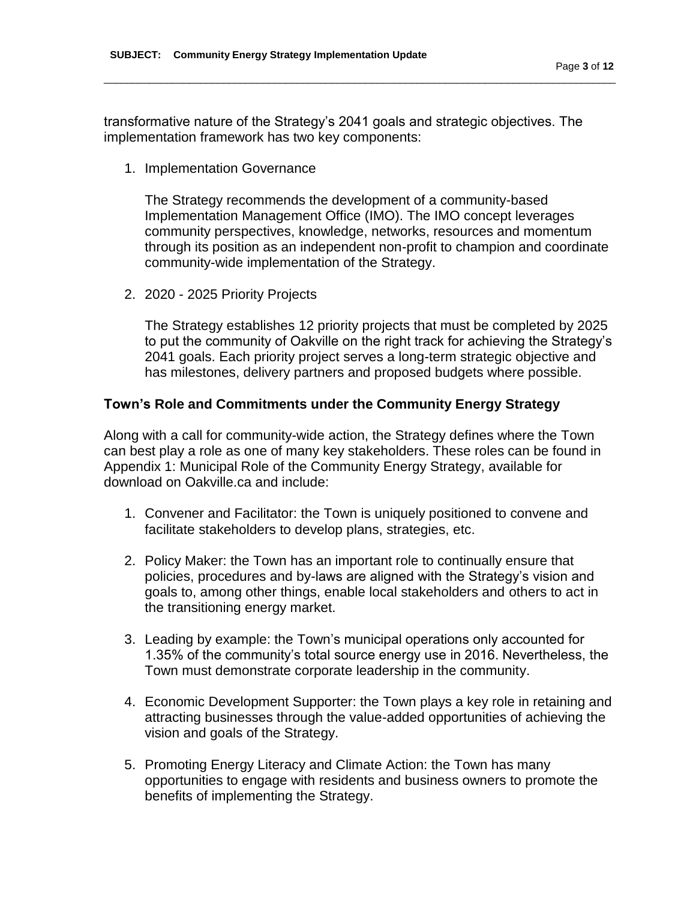transformative nature of the Strategy's 2041 goals and strategic objectives. The implementation framework has two key components:

1. Implementation Governance

   The Strategy recommends the development of a community-based Implementation Management Office (IMO). The IMO concept leverages community perspectives, knowledge, networks, resources and momentum through its position as an independent non-profit to champion and coordinate community-wide implementation of the Strategy.

2. 2020 - 2025 Priority Projects

   The Strategy establishes 12 priority projects that must be completed by 2025 to put the community of Oakville on the right track for achieving the Strategy's 2041 goals. Each priority project serves a long-term strategic objective and has milestones, delivery partners and proposed budgets where possible.

**Town's Role and Commitments under the Community Energy Strategy**

Along with a call for community-wide action, the Strategy defines where the Town can best play a role as one of many key stakeholders. These roles can be found in Appendix 1: Municipal Role of the Community Energy Strategy, available for download on Oakville.ca and include:

1. Convener and Facilitator: the Town is uniquely positioned to convene and facilitate stakeholders to develop plans, strategies, etc.

2. Policy Maker: the Town has an important role to continually ensure that policies, procedures and by-laws are aligned with the Strategy's vision and goals to, among other things, enable local stakeholders and others to act in the transitioning energy market.

3. Leading by example: the Town's municipal operations only accounted for 1.35% of the community's total source energy use in 2016. Nevertheless, the Town must demonstrate corporate leadership in the community.

4. Economic Development Supporter: the Town plays a key role in retaining and attracting businesses through the value-added opportunities of achieving the vision and goals of the Strategy.

5. Promoting Energy Literacy and Climate Action: the Town has many opportunities to engage with residents and business owners to promote the benefits of implementing the Strategy.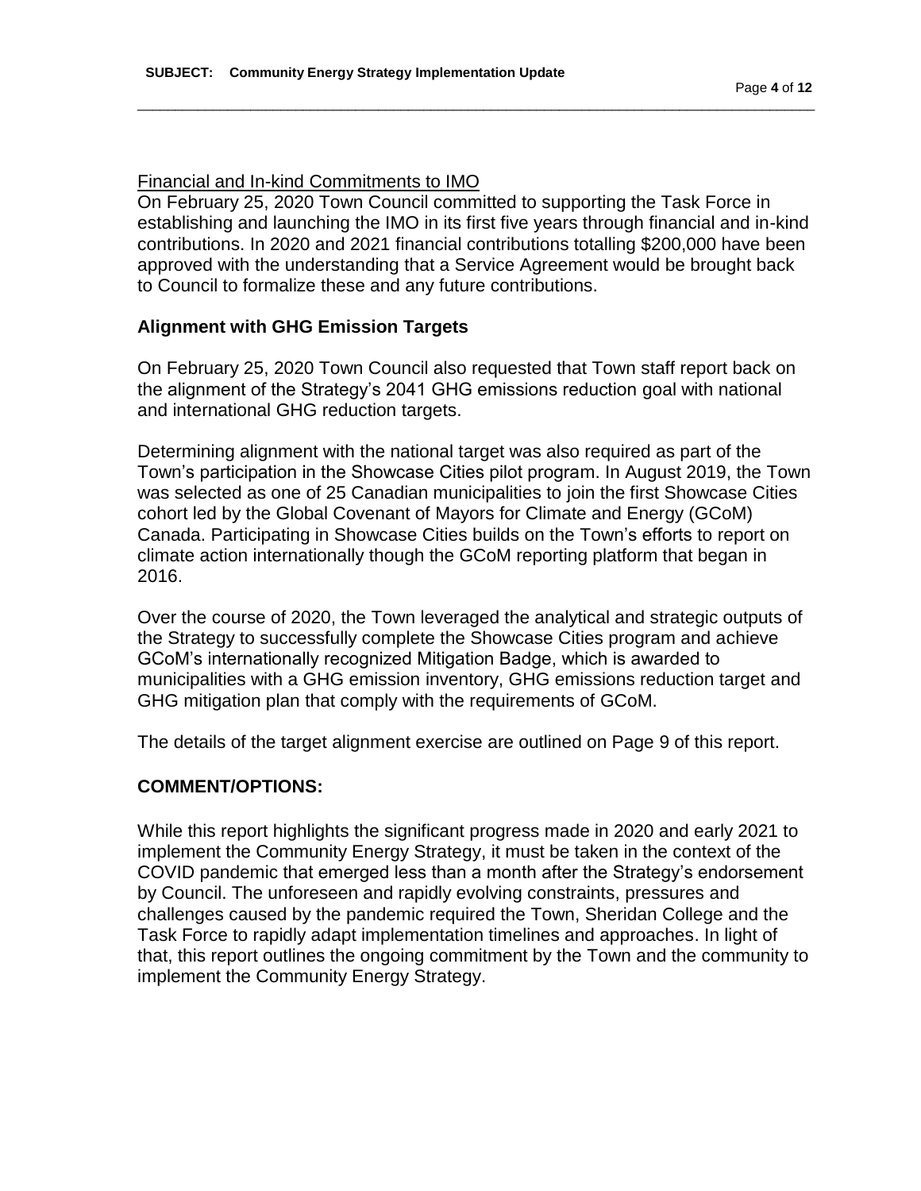Financial and In-kind Commitments to IMO

On February 25, 2020 Town Council committed to supporting the Task Force in establishing and launching the IMO in its first five years through financial and in-kind contributions. In 2020 and 2021 financial contributions totalling $200,000 have been approved with the understanding that a Service Agreement would be brought back to Council to formalize these and any future contributions.

## Alignment with GHG Emission Targets

On February 25, 2020 Town Council also requested that Town staff report back on the alignment of the Strategy's 2041 GHG emissions reduction goal with national and international GHG reduction targets.

Determining alignment with the national target was also required as part of the Town's participation in the Showcase Cities pilot program. In August 2019, the Town was selected as one of 25 Canadian municipalities to join the first Showcase Cities cohort led by the Global Covenant of Mayors for Climate and Energy (GCoM) Canada. Participating in Showcase Cities builds on the Town's efforts to report on climate action internationally though the GCoM reporting platform that began in 2016.

Over the course of 2020, the Town leveraged the analytical and strategic outputs of the Strategy to successfully complete the Showcase Cities program and achieve GCoM's internationally recognized Mitigation Badge, which is awarded to municipalities with a GHG emission inventory, GHG emissions reduction target and GHG mitigation plan that comply with the requirements of GCoM.

The details of the target alignment exercise are outlined on Page 9 of this report.

## COMMENT/OPTIONS:

While this report highlights the significant progress made in 2020 and early 2021 to implement the Community Energy Strategy, it must be taken in the context of the COVID pandemic that emerged less than a month after the Strategy's endorsement by Council. The unforeseen and rapidly evolving constraints, pressures and challenges caused by the pandemic required the Town, Sheridan College and the Task Force to rapidly adapt implementation timelines and approaches. In light of that, this report outlines the ongoing commitment by the Town and the community to implement the Community Energy Strategy.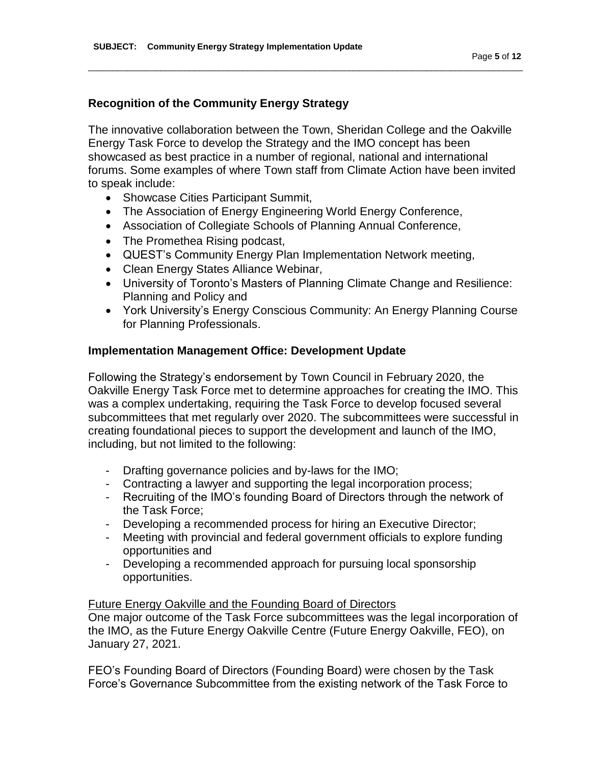## Recognition of the Community Energy Strategy

The innovative collaboration between the Town, Sheridan College and the Oakville Energy Task Force to develop the Strategy and the IMO concept has been showcased as best practice in a number of regional, national and international forums. Some examples of where Town staff from Climate Action have been invited to speak include:

- Showcase Cities Participant Summit,
- The Association of Energy Engineering World Energy Conference,
- Association of Collegiate Schools of Planning Annual Conference,
- The Promethea Rising podcast,
- QUEST's Community Energy Plan Implementation Network meeting,
- Clean Energy States Alliance Webinar,
- University of Toronto's Masters of Planning Climate Change and Resilience: Planning and Policy and
- York University's Energy Conscious Community: An Energy Planning Course for Planning Professionals.

## Implementation Management Office: Development Update

Following the Strategy's endorsement by Town Council in February 2020, the Oakville Energy Task Force met to determine approaches for creating the IMO. This was a complex undertaking, requiring the Task Force to develop focused several subcommittees that met regularly over 2020. The subcommittees were successful in creating foundational pieces to support the development and launch of the IMO, including, but not limited to the following:

- Drafting governance policies and by-laws for the IMO;
- Contracting a lawyer and supporting the legal incorporation process;
- Recruiting of the IMO's founding Board of Directors through the network of the Task Force;
- Developing a recommended process for hiring an Executive Director;
- Meeting with provincial and federal government officials to explore funding opportunities and
- Developing a recommended approach for pursuing local sponsorship opportunities.

Future Energy Oakville and the Founding Board of Directors

One major outcome of the Task Force subcommittees was the legal incorporation of the IMO, as the Future Energy Oakville Centre (Future Energy Oakville, FEO), on January 27, 2021.

FEO's Founding Board of Directors (Founding Board) were chosen by the Task Force's Governance Subcommittee from the existing network of the Task Force to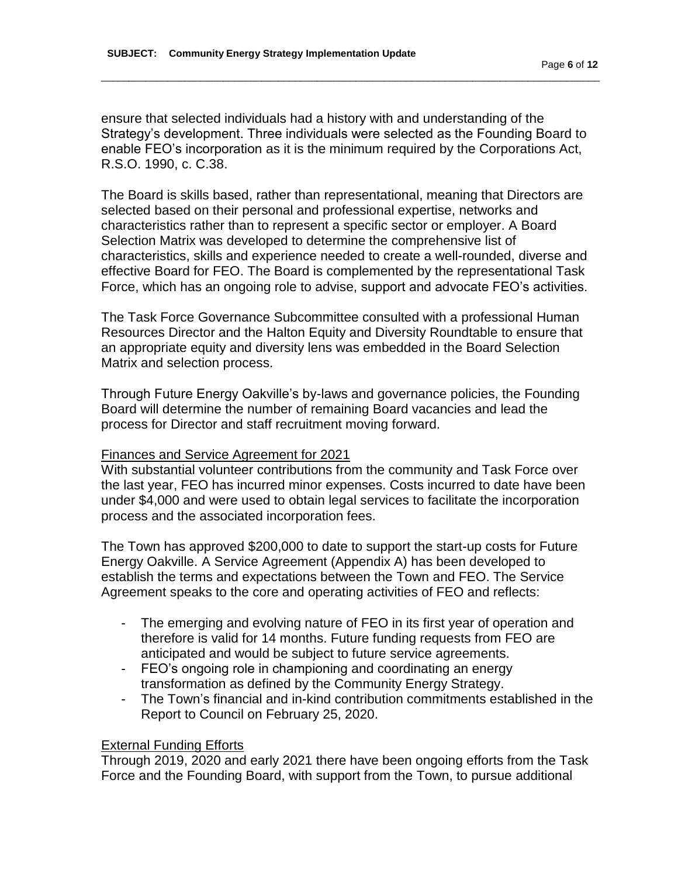ensure that selected individuals had a history with and understanding of the Strategy's development. Three individuals were selected as the Founding Board to enable FEO's incorporation as it is the minimum required by the Corporations Act, R.S.O. 1990, c. C.38.

The Board is skills based, rather than representational, meaning that Directors are selected based on their personal and professional expertise, networks and characteristics rather than to represent a specific sector or employer. A Board Selection Matrix was developed to determine the comprehensive list of characteristics, skills and experience needed to create a well-rounded, diverse and effective Board for FEO. The Board is complemented by the representational Task Force, which has an ongoing role to advise, support and advocate FEO's activities.

The Task Force Governance Subcommittee consulted with a professional Human Resources Director and the Halton Equity and Diversity Roundtable to ensure that an appropriate equity and diversity lens was embedded in the Board Selection Matrix and selection process.

Through Future Energy Oakville's by-laws and governance policies, the Founding Board will determine the number of remaining Board vacancies and lead the process for Director and staff recruitment moving forward.

### Finances and Service Agreement for 2021

With substantial volunteer contributions from the community and Task Force over the last year, FEO has incurred minor expenses. Costs incurred to date have been under $4,000 and were used to obtain legal services to facilitate the incorporation process and the associated incorporation fees.

The Town has approved $200,000 to date to support the start-up costs for Future Energy Oakville. A Service Agreement (Appendix A) has been developed to establish the terms and expectations between the Town and FEO. The Service Agreement speaks to the core and operating activities of FEO and reflects:

- The emerging and evolving nature of FEO in its first year of operation and therefore is valid for 14 months. Future funding requests from FEO are anticipated and would be subject to future service agreements.
- FEO's ongoing role in championing and coordinating an energy transformation as defined by the Community Energy Strategy.
- The Town's financial and in-kind contribution commitments established in the Report to Council on February 25, 2020.

### External Funding Efforts

Through 2019, 2020 and early 2021 there have been ongoing efforts from the Task Force and the Founding Board, with support from the Town, to pursue additional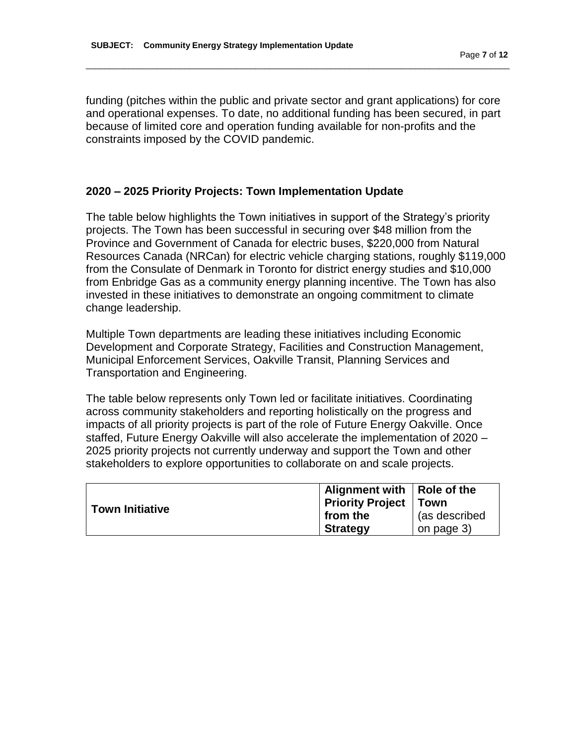funding (pitches within the public and private sector and grant applications) for core and operational expenses. To date, no additional funding has been secured, in part because of limited core and operation funding available for non-profits and the constraints imposed by the COVID pandemic.

## 2020 – 2025 Priority Projects: Town Implementation Update

The table below highlights the Town initiatives in support of the Strategy's priority projects. The Town has been successful in securing over $48 million from the Province and Government of Canada for electric buses, $220,000 from Natural Resources Canada (NRCan) for electric vehicle charging stations, roughly $119,000 from the Consulate of Denmark in Toronto for district energy studies and $10,000 from Enbridge Gas as a community energy planning incentive. The Town has also invested in these initiatives to demonstrate an ongoing commitment to climate change leadership.

Multiple Town departments are leading these initiatives including Economic Development and Corporate Strategy, Facilities and Construction Management, Municipal Enforcement Services, Oakville Transit, Planning Services and Transportation and Engineering.

The table below represents only Town led or facilitate initiatives. Coordinating across community stakeholders and reporting holistically on the progress and impacts of all priority projects is part of the role of Future Energy Oakville. Once staffed, Future Energy Oakville will also accelerate the implementation of 2020 – 2025 priority projects not currently underway and support the Town and other stakeholders to explore opportunities to collaborate on and scale projects.

| **Town Initiative** | **Alignment with Priority Project from the Strategy** | **Role of the Town** (as described on page 3) |
|---|---|---|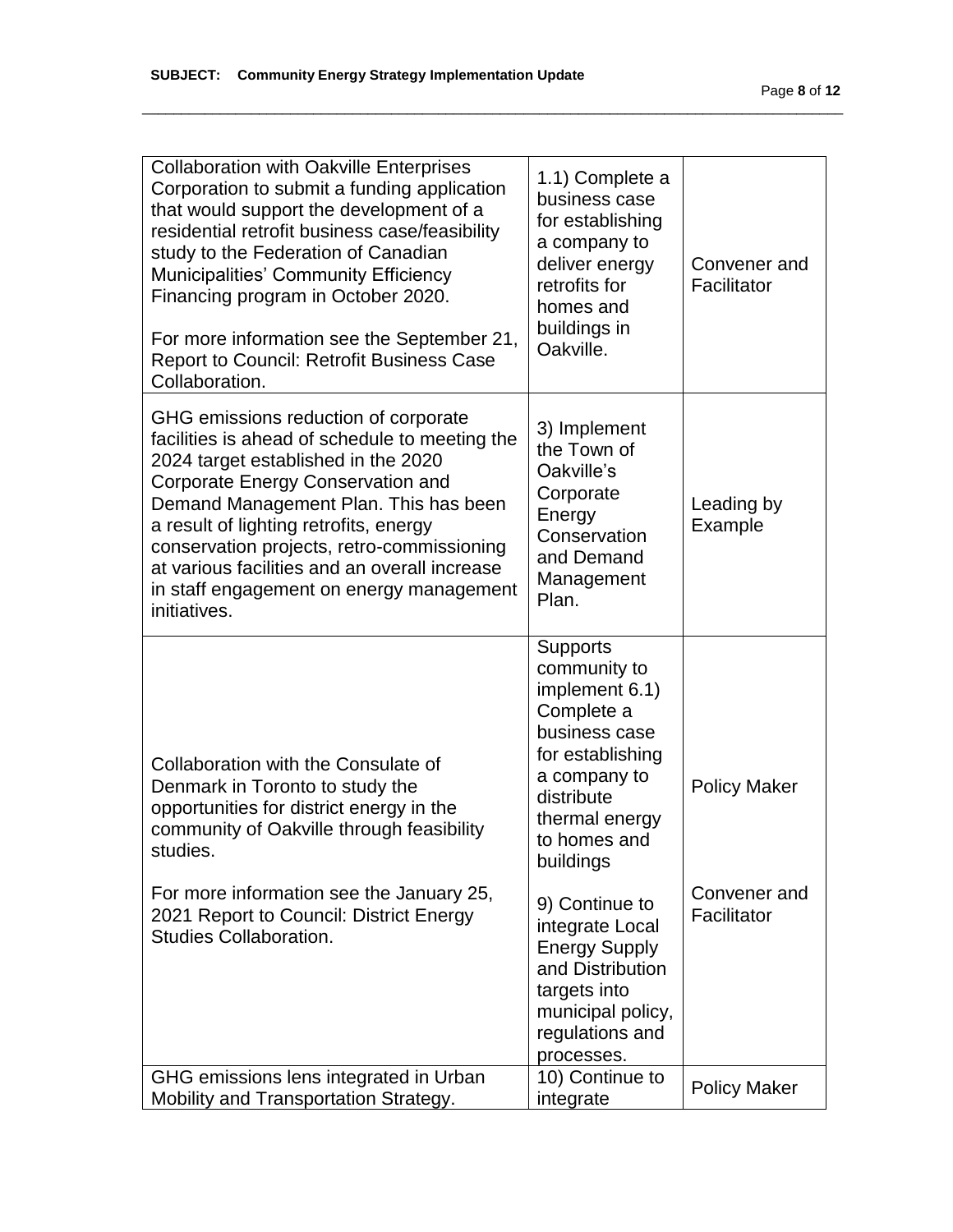| | | |
|---|---|---|
| Collaboration with Oakville Enterprises Corporation to submit a funding application that would support the development of a residential retrofit business case/feasibility study to the Federation of Canadian Municipalities' Community Efficiency Financing program in October 2020.<br><br>For more information see the September 21, Report to Council: Retrofit Business Case Collaboration. | 1.1) Complete a business case for establishing a company to deliver energy retrofits for homes and buildings in Oakville. | Convener and Facilitator |
| GHG emissions reduction of corporate facilities is ahead of schedule to meeting the 2024 target established in the 2020 Corporate Energy Conservation and Demand Management Plan. This has been a result of lighting retrofits, energy conservation projects, retro-commissioning at various facilities and an overall increase in staff engagement on energy management initiatives. | 3) Implement the Town of Oakville's Corporate Energy Conservation and Demand Management Plan. | Leading by Example |
| Collaboration with the Consulate of Denmark in Toronto to study the opportunities for district energy in the community of Oakville through feasibility studies.<br><br>For more information see the January 25, 2021 Report to Council: District Energy Studies Collaboration. | Supports community to implement 6.1) Complete a business case for establishing a company to distribute thermal energy to homes and buildings<br><br>9) Continue to integrate Local Energy Supply and Distribution targets into municipal policy, regulations and processes. | Policy Maker<br><br>Convener and Facilitator |
| GHG emissions lens integrated in Urban Mobility and Transportation Strategy. | 10) Continue to integrate | Policy Maker |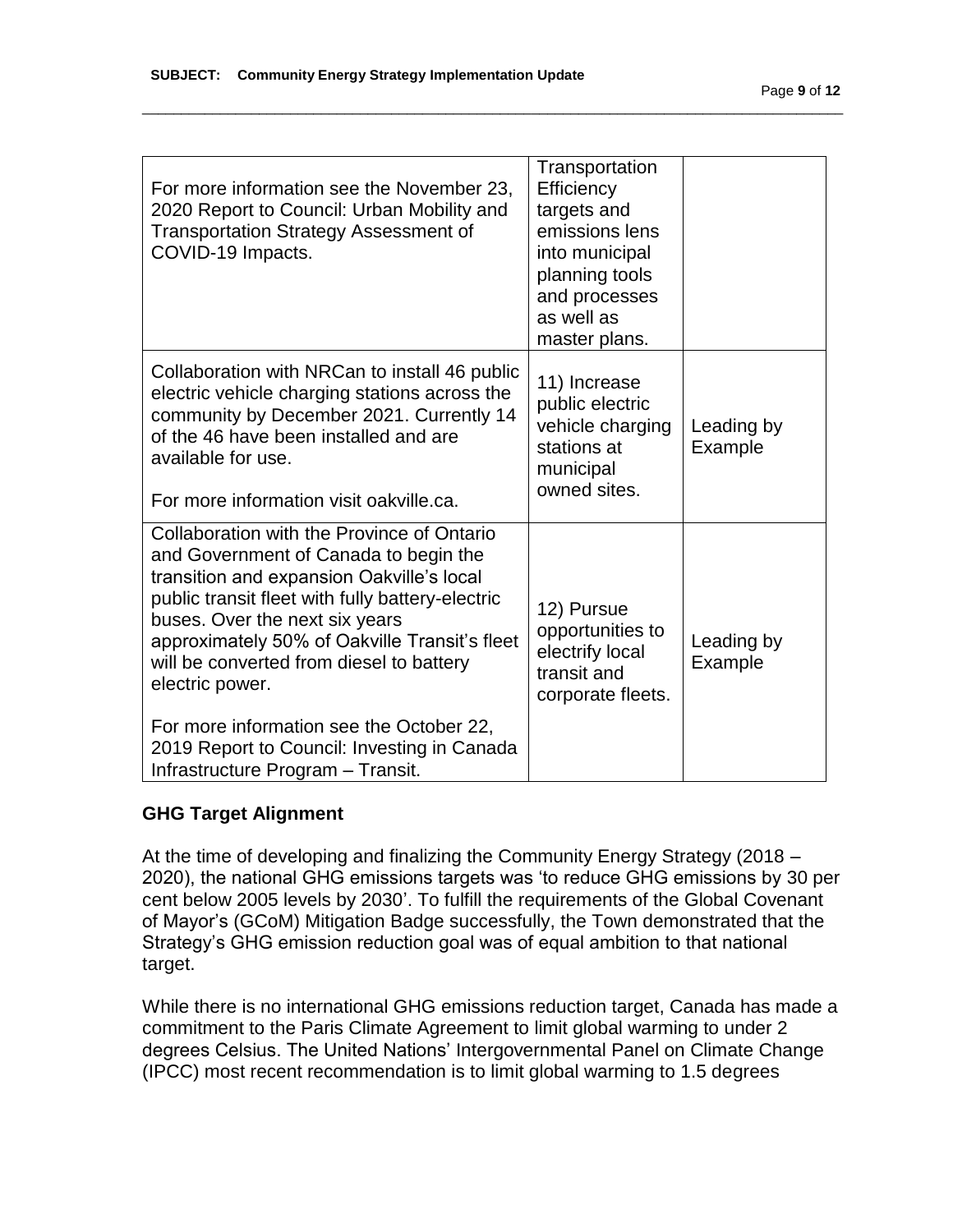| | | |
|---|---|---|
| For more information see the November 23, 2020 Report to Council: Urban Mobility and Transportation Strategy Assessment of COVID-19 Impacts. | Transportation Efficiency targets and emissions lens into municipal planning tools and processes as well as master plans. | |
| Collaboration with NRCan to install 46 public electric vehicle charging stations across the community by December 2021. Currently 14 of the 46 have been installed and are available for use.<br><br>For more information visit oakville.ca. | 11) Increase public electric vehicle charging stations at municipal owned sites. | Leading by Example |
| Collaboration with the Province of Ontario and Government of Canada to begin the transition and expansion Oakville's local public transit fleet with fully battery-electric buses. Over the next six years approximately 50% of Oakville Transit's fleet will be converted from diesel to battery electric power.<br><br>For more information see the October 22, 2019 Report to Council: Investing in Canada Infrastructure Program – Transit. | 12) Pursue opportunities to electrify local transit and corporate fleets. | Leading by Example |

## GHG Target Alignment

At the time of developing and finalizing the Community Energy Strategy (2018 – 2020), the national GHG emissions targets was 'to reduce GHG emissions by 30 per cent below 2005 levels by 2030'. To fulfill the requirements of the Global Covenant of Mayor's (GCoM) Mitigation Badge successfully, the Town demonstrated that the Strategy's GHG emission reduction goal was of equal ambition to that national target.

While there is no international GHG emissions reduction target, Canada has made a commitment to the Paris Climate Agreement to limit global warming to under 2 degrees Celsius. The United Nations' Intergovernmental Panel on Climate Change (IPCC) most recent recommendation is to limit global warming to 1.5 degrees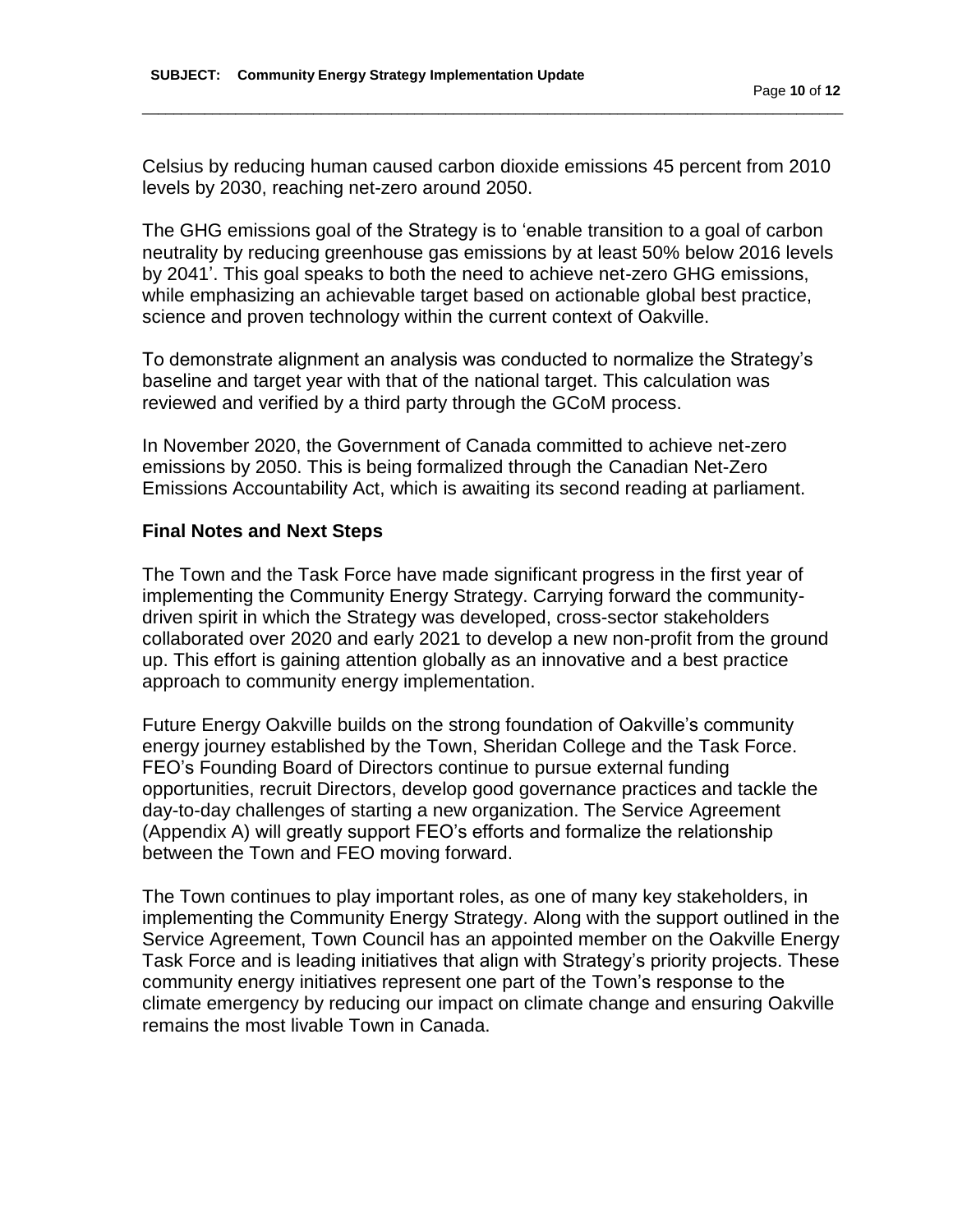Celsius by reducing human caused carbon dioxide emissions 45 percent from 2010 levels by 2030, reaching net-zero around 2050.

The GHG emissions goal of the Strategy is to 'enable transition to a goal of carbon neutrality by reducing greenhouse gas emissions by at least 50% below 2016 levels by 2041'. This goal speaks to both the need to achieve net-zero GHG emissions, while emphasizing an achievable target based on actionable global best practice, science and proven technology within the current context of Oakville.

To demonstrate alignment an analysis was conducted to normalize the Strategy's baseline and target year with that of the national target. This calculation was reviewed and verified by a third party through the GCoM process.

In November 2020, the Government of Canada committed to achieve net-zero emissions by 2050. This is being formalized through the Canadian Net-Zero Emissions Accountability Act, which is awaiting its second reading at parliament.

## Final Notes and Next Steps

The Town and the Task Force have made significant progress in the first year of implementing the Community Energy Strategy. Carrying forward the community-driven spirit in which the Strategy was developed, cross-sector stakeholders collaborated over 2020 and early 2021 to develop a new non-profit from the ground up. This effort is gaining attention globally as an innovative and a best practice approach to community energy implementation.

Future Energy Oakville builds on the strong foundation of Oakville's community energy journey established by the Town, Sheridan College and the Task Force. FEO's Founding Board of Directors continue to pursue external funding opportunities, recruit Directors, develop good governance practices and tackle the day-to-day challenges of starting a new organization. The Service Agreement (Appendix A) will greatly support FEO's efforts and formalize the relationship between the Town and FEO moving forward.

The Town continues to play important roles, as one of many key stakeholders, in implementing the Community Energy Strategy. Along with the support outlined in the Service Agreement, Town Council has an appointed member on the Oakville Energy Task Force and is leading initiatives that align with Strategy's priority projects. These community energy initiatives represent one part of the Town's response to the climate emergency by reducing our impact on climate change and ensuring Oakville remains the most livable Town in Canada.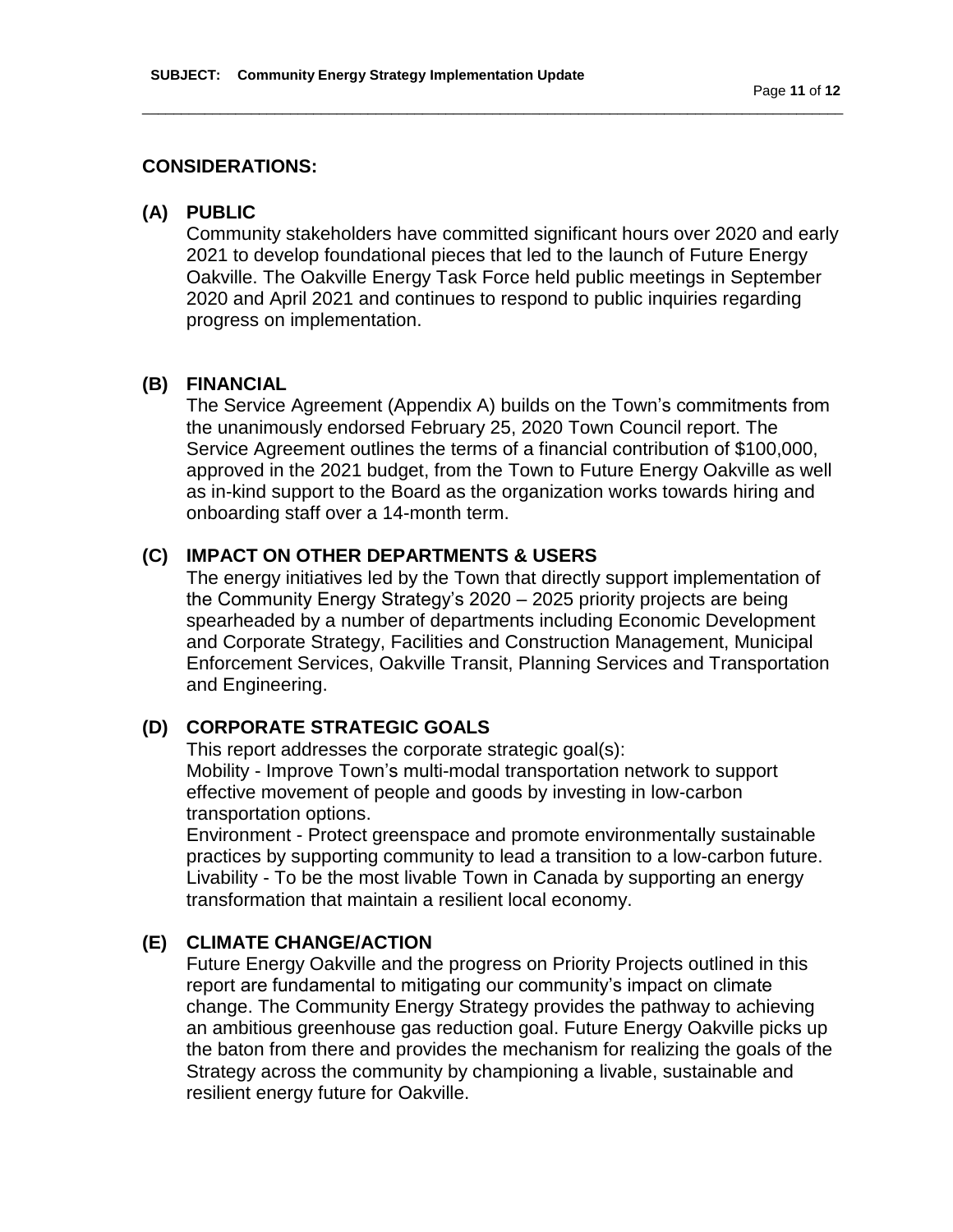## CONSIDERATIONS:

### (A) PUBLIC

Community stakeholders have committed significant hours over 2020 and early 2021 to develop foundational pieces that led to the launch of Future Energy Oakville. The Oakville Energy Task Force held public meetings in September 2020 and April 2021 and continues to respond to public inquiries regarding progress on implementation.

### (B) FINANCIAL

The Service Agreement (Appendix A) builds on the Town's commitments from the unanimously endorsed February 25, 2020 Town Council report. The Service Agreement outlines the terms of a financial contribution of $100,000, approved in the 2021 budget, from the Town to Future Energy Oakville as well as in-kind support to the Board as the organization works towards hiring and onboarding staff over a 14-month term.

### (C) IMPACT ON OTHER DEPARTMENTS & USERS

The energy initiatives led by the Town that directly support implementation of the Community Energy Strategy's 2020 – 2025 priority projects are being spearheaded by a number of departments including Economic Development and Corporate Strategy, Facilities and Construction Management, Municipal Enforcement Services, Oakville Transit, Planning Services and Transportation and Engineering.

### (D) CORPORATE STRATEGIC GOALS

This report addresses the corporate strategic goal(s):
Mobility - Improve Town's multi-modal transportation network to support effective movement of people and goods by investing in low-carbon transportation options.
Environment - Protect greenspace and promote environmentally sustainable practices by supporting community to lead a transition to a low-carbon future.
Livability - To be the most livable Town in Canada by supporting an energy transformation that maintain a resilient local economy.

### (E) CLIMATE CHANGE/ACTION

Future Energy Oakville and the progress on Priority Projects outlined in this report are fundamental to mitigating our community's impact on climate change. The Community Energy Strategy provides the pathway to achieving an ambitious greenhouse gas reduction goal. Future Energy Oakville picks up the baton from there and provides the mechanism for realizing the goals of the Strategy across the community by championing a livable, sustainable and resilient energy future for Oakville.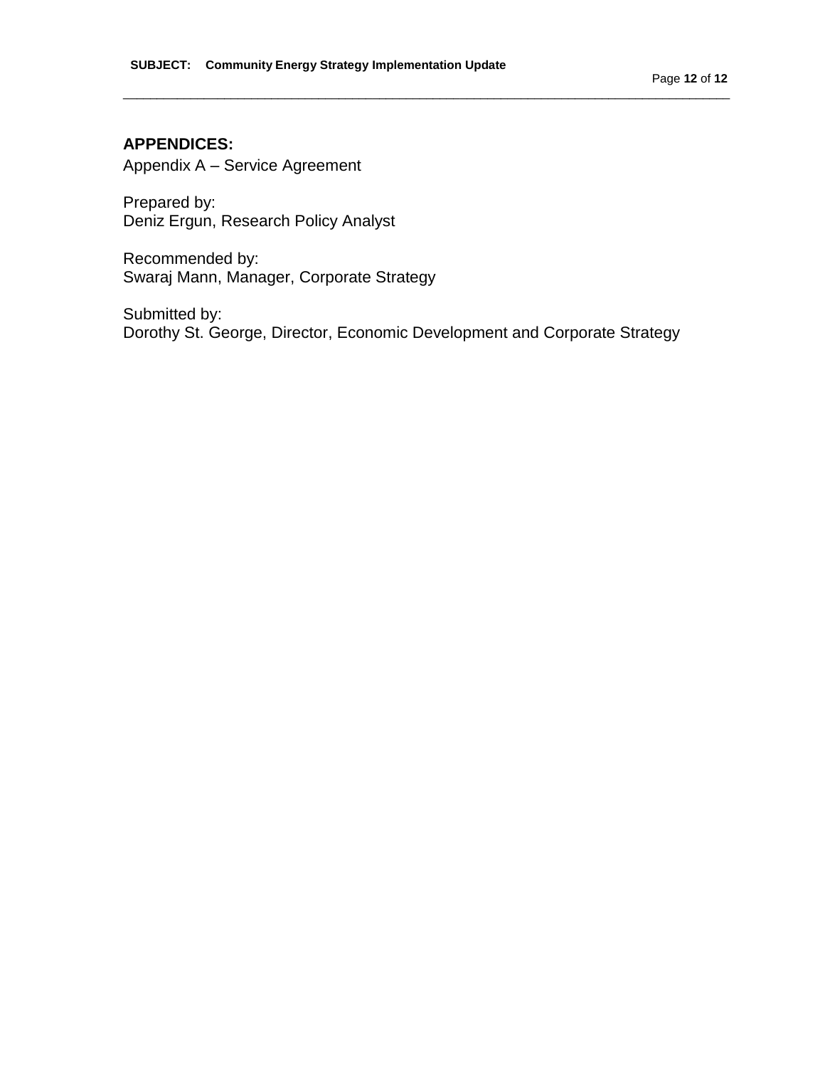**APPENDICES:**
Appendix A – Service Agreement

Prepared by:
Deniz Ergun, Research Policy Analyst

Recommended by:
Swaraj Mann, Manager, Corporate Strategy

Submitted by:
Dorothy St. George, Director, Economic Development and Corporate Strategy